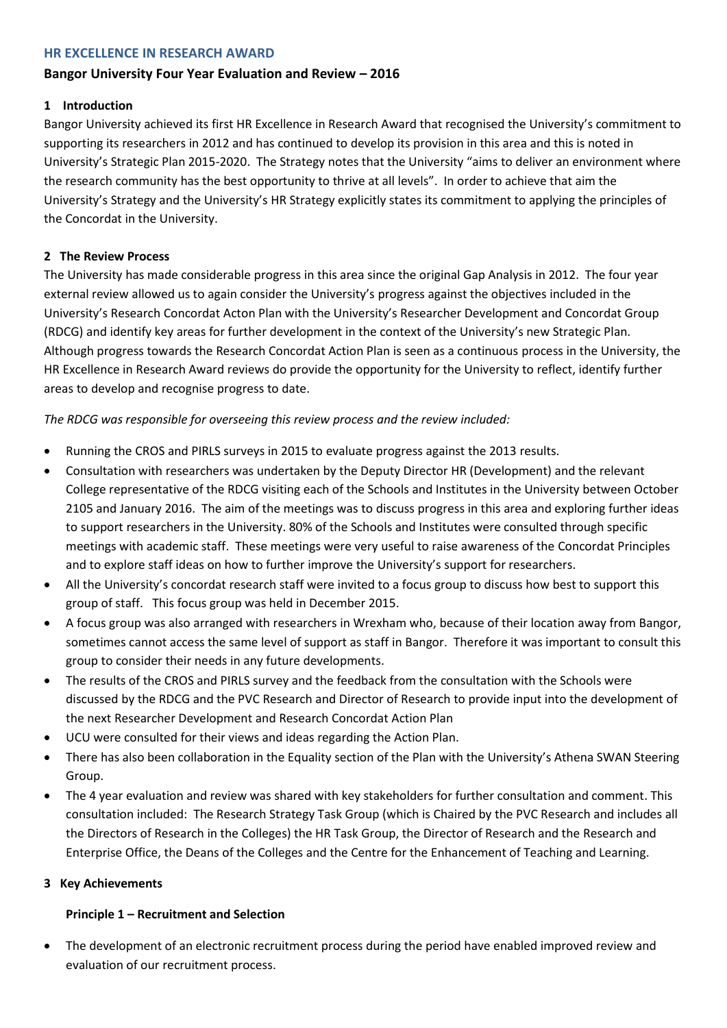## HR EXCELLENCE IN RESEARCH AWARD

### Bangor University Four Year Evaluation and Review – 2016

#### 1 Introduction

Bangor University achieved its first HR Excellence in Research Award that recognised the University's commitment to supporting its researchers in 2012 and has continued to develop its provision in this area and this is noted in University's Strategic Plan 2015-2020. The Strategy notes that the University "aims to deliver an environment where the research community has the best opportunity to thrive at all levels". In order to achieve that aim the University's Strategy and the University's HR Strategy explicitly states its commitment to applying the principles of the Concordat in the University.

#### 2 The Review Process

The University has made considerable progress in this area since the original Gap Analysis in 2012. The four year external review allowed us to again consider the University's progress against the objectives included in the University's Research Concordat Acton Plan with the University's Researcher Development and Concordat Group (RDCG) and identify key areas for further development in the context of the University's new Strategic Plan. Although progress towards the Research Concordat Action Plan is seen as a continuous process in the University, the HR Excellence in Research Award reviews do provide the opportunity for the University to reflect, identify further areas to develop and recognise progress to date.

*The RDCG was responsible for overseeing this review process and the review included:*

- Running the CROS and PIRLS surveys in 2015 to evaluate progress against the 2013 results.
- Consultation with researchers was undertaken by the Deputy Director HR (Development) and the relevant College representative of the RDCG visiting each of the Schools and Institutes in the University between October 2105 and January 2016. The aim of the meetings was to discuss progress in this area and exploring further ideas to support researchers in the University. 80% of the Schools and Institutes were consulted through specific meetings with academic staff. These meetings were very useful to raise awareness of the Concordat Principles and to explore staff ideas on how to further improve the University's support for researchers.
- All the University's concordat research staff were invited to a focus group to discuss how best to support this group of staff. This focus group was held in December 2015.
- A focus group was also arranged with researchers in Wrexham who, because of their location away from Bangor, sometimes cannot access the same level of support as staff in Bangor. Therefore it was important to consult this group to consider their needs in any future developments.
- The results of the CROS and PIRLS survey and the feedback from the consultation with the Schools were discussed by the RDCG and the PVC Research and Director of Research to provide input into the development of the next Researcher Development and Research Concordat Action Plan
- UCU were consulted for their views and ideas regarding the Action Plan.
- There has also been collaboration in the Equality section of the Plan with the University's Athena SWAN Steering Group.
- The 4 year evaluation and review was shared with key stakeholders for further consultation and comment. This consultation included: The Research Strategy Task Group (which is Chaired by the PVC Research and includes all the Directors of Research in the Colleges) the HR Task Group, the Director of Research and the Research and Enterprise Office, the Deans of the Colleges and the Centre for the Enhancement of Teaching and Learning.

#### 3 Key Achievements

**Principle 1 – Recruitment and Selection**

- The development of an electronic recruitment process during the period have enabled improved review and evaluation of our recruitment process.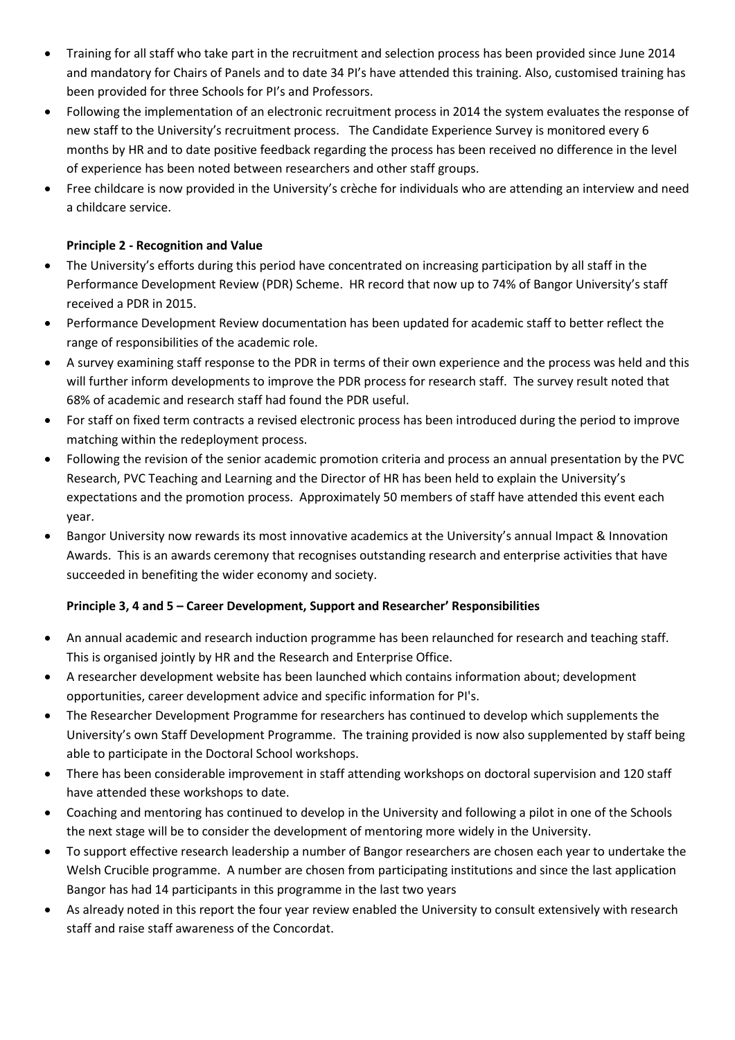- Training for all staff who take part in the recruitment and selection process has been provided since June 2014 and mandatory for Chairs of Panels and to date 34 PI's have attended this training. Also, customised training has been provided for three Schools for PI's and Professors.
- Following the implementation of an electronic recruitment process in 2014 the system evaluates the response of new staff to the University's recruitment process. The Candidate Experience Survey is monitored every 6 months by HR and to date positive feedback regarding the process has been received no difference in the level of experience has been noted between researchers and other staff groups.
- Free childcare is now provided in the University's crèche for individuals who are attending an interview and need a childcare service.

**Principle 2 - Recognition and Value**

- The University's efforts during this period have concentrated on increasing participation by all staff in the Performance Development Review (PDR) Scheme. HR record that now up to 74% of Bangor University's staff received a PDR in 2015.
- Performance Development Review documentation has been updated for academic staff to better reflect the range of responsibilities of the academic role.
- A survey examining staff response to the PDR in terms of their own experience and the process was held and this will further inform developments to improve the PDR process for research staff. The survey result noted that 68% of academic and research staff had found the PDR useful.
- For staff on fixed term contracts a revised electronic process has been introduced during the period to improve matching within the redeployment process.
- Following the revision of the senior academic promotion criteria and process an annual presentation by the PVC Research, PVC Teaching and Learning and the Director of HR has been held to explain the University's expectations and the promotion process. Approximately 50 members of staff have attended this event each year.
- Bangor University now rewards its most innovative academics at the University's annual Impact & Innovation Awards. This is an awards ceremony that recognises outstanding research and enterprise activities that have succeeded in benefiting the wider economy and society.

**Principle 3, 4 and 5 – Career Development, Support and Researcher' Responsibilities**

- An annual academic and research induction programme has been relaunched for research and teaching staff. This is organised jointly by HR and the Research and Enterprise Office.
- A researcher development website has been launched which contains information about; development opportunities, career development advice and specific information for PI's.
- The Researcher Development Programme for researchers has continued to develop which supplements the University's own Staff Development Programme. The training provided is now also supplemented by staff being able to participate in the Doctoral School workshops.
- There has been considerable improvement in staff attending workshops on doctoral supervision and 120 staff have attended these workshops to date.
- Coaching and mentoring has continued to develop in the University and following a pilot in one of the Schools the next stage will be to consider the development of mentoring more widely in the University.
- To support effective research leadership a number of Bangor researchers are chosen each year to undertake the Welsh Crucible programme. A number are chosen from participating institutions and since the last application Bangor has had 14 participants in this programme in the last two years
- As already noted in this report the four year review enabled the University to consult extensively with research staff and raise staff awareness of the Concordat.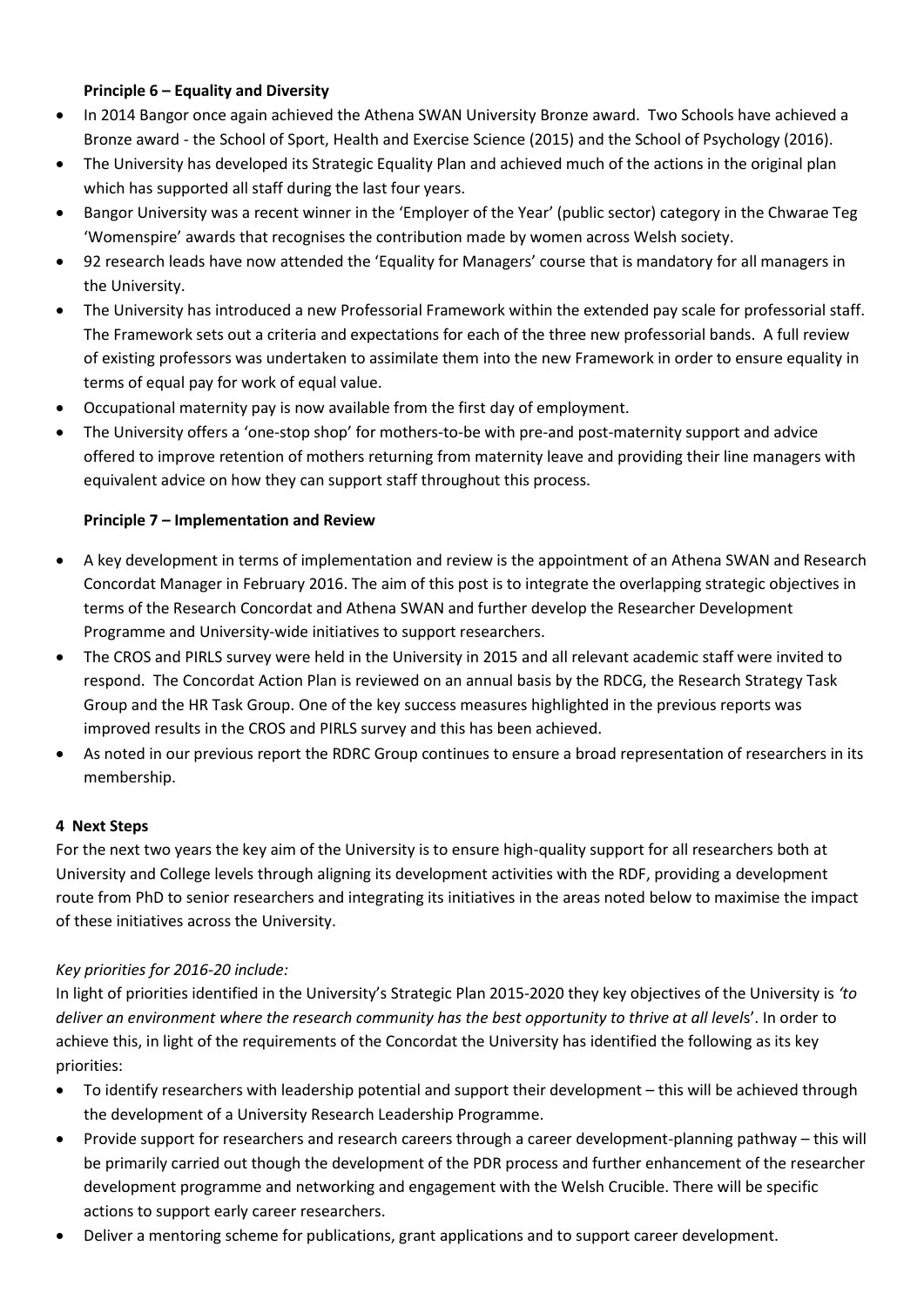**Principle 6 – Equality and Diversity**

- In 2014 Bangor once again achieved the Athena SWAN University Bronze award. Two Schools have achieved a Bronze award - the School of Sport, Health and Exercise Science (2015) and the School of Psychology (2016).
- The University has developed its Strategic Equality Plan and achieved much of the actions in the original plan which has supported all staff during the last four years.
- Bangor University was a recent winner in the 'Employer of the Year' (public sector) category in the Chwarae Teg 'Womenspire' awards that recognises the contribution made by women across Welsh society.
- 92 research leads have now attended the 'Equality for Managers' course that is mandatory for all managers in the University.
- The University has introduced a new Professorial Framework within the extended pay scale for professorial staff. The Framework sets out a criteria and expectations for each of the three new professorial bands. A full review of existing professors was undertaken to assimilate them into the new Framework in order to ensure equality in terms of equal pay for work of equal value.
- Occupational maternity pay is now available from the first day of employment.
- The University offers a 'one-stop shop' for mothers-to-be with pre-and post-maternity support and advice offered to improve retention of mothers returning from maternity leave and providing their line managers with equivalent advice on how they can support staff throughout this process.

**Principle 7 – Implementation and Review**

- A key development in terms of implementation and review is the appointment of an Athena SWAN and Research Concordat Manager in February 2016. The aim of this post is to integrate the overlapping strategic objectives in terms of the Research Concordat and Athena SWAN and further develop the Researcher Development Programme and University-wide initiatives to support researchers.
- The CROS and PIRLS survey were held in the University in 2015 and all relevant academic staff were invited to respond. The Concordat Action Plan is reviewed on an annual basis by the RDCG, the Research Strategy Task Group and the HR Task Group. One of the key success measures highlighted in the previous reports was improved results in the CROS and PIRLS survey and this has been achieved.
- As noted in our previous report the RDRC Group continues to ensure a broad representation of researchers in its membership.

## 4 Next Steps

For the next two years the key aim of the University is to ensure high-quality support for all researchers both at University and College levels through aligning its development activities with the RDF, providing a development route from PhD to senior researchers and integrating its initiatives in the areas noted below to maximise the impact of these initiatives across the University.

*Key priorities for 2016-20 include:*

In light of priorities identified in the University's Strategic Plan 2015-2020 they key objectives of the University is *'to deliver an environment where the research community has the best opportunity to thrive at all levels*'. In order to achieve this, in light of the requirements of the Concordat the University has identified the following as its key priorities:

- To identify researchers with leadership potential and support their development – this will be achieved through the development of a University Research Leadership Programme.
- Provide support for researchers and research careers through a career development-planning pathway – this will be primarily carried out though the development of the PDR process and further enhancement of the researcher development programme and networking and engagement with the Welsh Crucible. There will be specific actions to support early career researchers.
- Deliver a mentoring scheme for publications, grant applications and to support career development.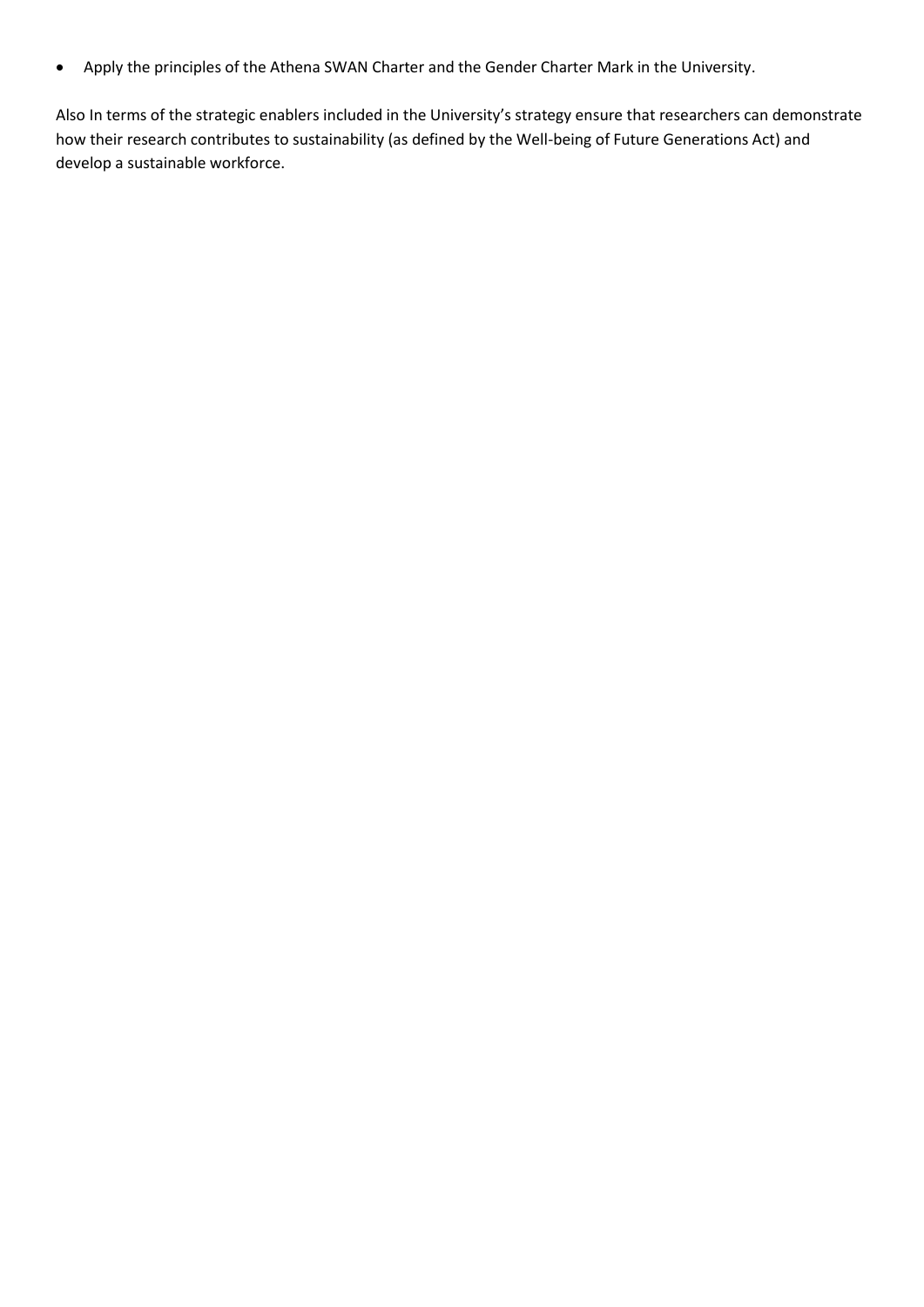- Apply the principles of the Athena SWAN Charter and the Gender Charter Mark in the University.

Also In terms of the strategic enablers included in the University's strategy ensure that researchers can demonstrate how their research contributes to sustainability (as defined by the Well-being of Future Generations Act) and develop a sustainable workforce.